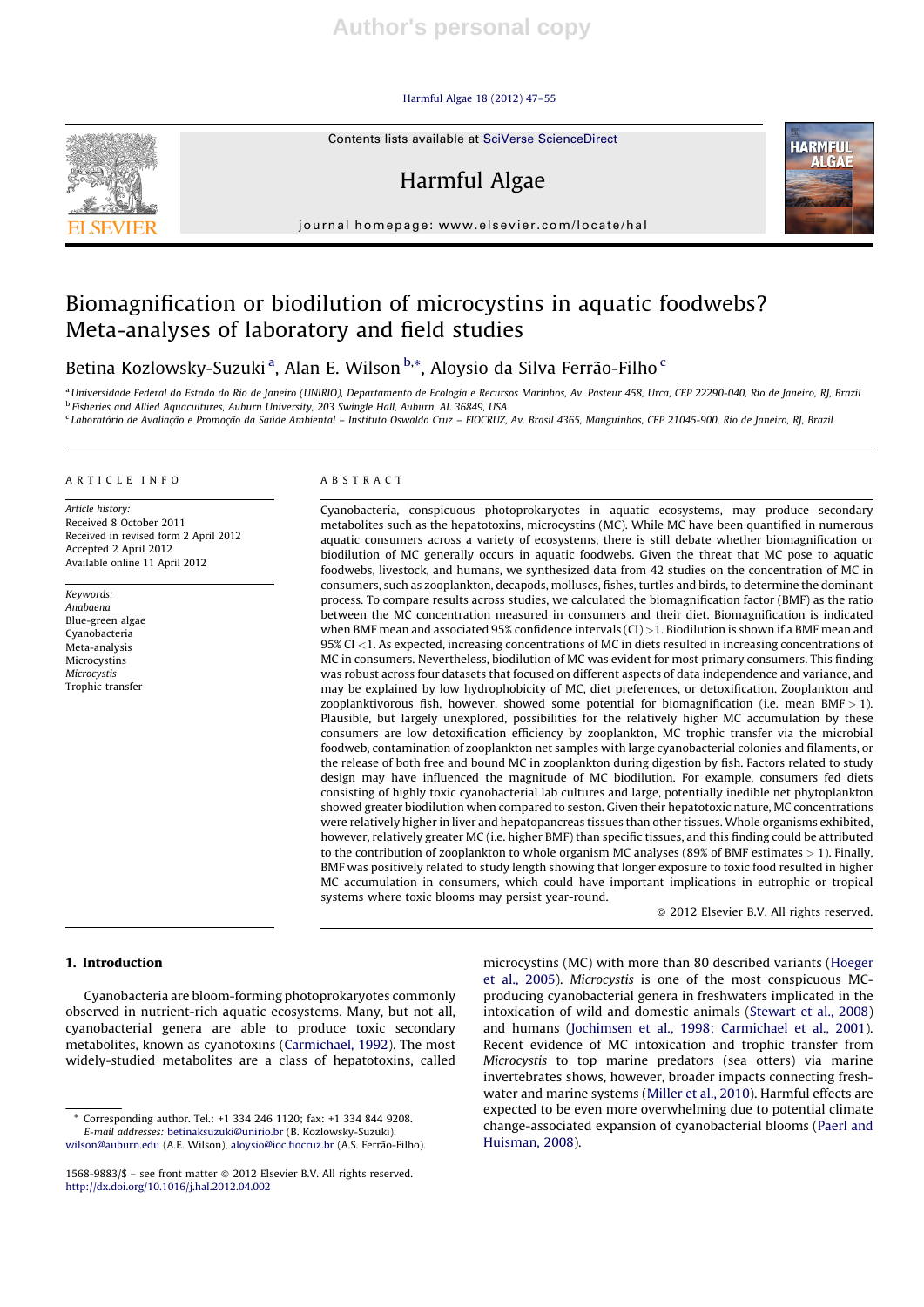# Biomagnification or biodilution of microcystins in aquatic foodwebs? Meta-analyses of laboratory and field studies

Betina Kozlowsky-Suzuki [a], Alan E. Wilson [b,*], Aloysio da Silva Ferrão-Filho [c]

[a] Universidade Federal do Estado do Rio de Janeiro (UNIRIO), Departamento de Ecologia e Recursos Marinhos, Av. Pasteur 458, Urca, CEP 22290-040, Rio de Janeiro, RJ, Brazil
[b] Fisheries and Allied Aquacultures, Auburn University, 203 Swingle Hall, Auburn, AL 36849, USA
[c] Laboratório de Avaliação e Promoção da Saúde Ambiental – Instituto Oswaldo Cruz – FIOCRUZ, Av. Brasil 4365, Manguinhos, CEP 21045-900, Rio de Janeiro, RJ, Brazil

## ARTICLE INFO

*Article history:*
Received 8 October 2011
Received in revised form 2 April 2012
Accepted 2 April 2012
Available online 11 April 2012

*Keywords:*
*Anabaena*
Blue-green algae
Cyanobacteria
Meta-analysis
Microcystins
*Microcystis*
Trophic transfer

## ABSTRACT

Cyanobacteria, conspicuous photoprokaryotes in aquatic ecosystems, may produce secondary metabolites such as the hepatotoxins, microcystins (MC). While MC have been quantified in numerous aquatic consumers across a variety of ecosystems, there is still debate whether biomagnification or biodilution of MC generally occurs in aquatic foodwebs. Given the threat that MC pose to aquatic foodwebs, livestock, and humans, we synthesized data from 42 studies on the concentration of MC in consumers, such as zooplankton, decapods, molluscs, fishes, turtles and birds, to determine the dominant process. To compare results across studies, we calculated the biomagnification factor (BMF) as the ratio between the MC concentration measured in consumers and their diet. Biomagnification is indicated when BMF mean and associated 95% confidence intervals (CI) $>1$. Biodilution is shown if a BMF mean and 95% CI $<1$. As expected, increasing concentrations of MC in diets resulted in increasing concentrations of MC in consumers. Nevertheless, biodilution of MC was evident for most primary consumers. This finding was robust across four datasets that focused on different aspects of data independence and variance, and may be explained by low hydrophobicity of MC, diet preferences, or detoxification. Zooplankton and zooplanktivorous fish, however, showed some potential for biomagnification (i.e. mean BMF $>1$). Plausible, but largely unexplored, possibilities for the relatively higher MC accumulation by these consumers are low detoxification efficiency by zooplankton, MC trophic transfer via the microbial foodweb, contamination of zooplankton net samples with large cyanobacterial colonies and filaments, or the release of both free and bound MC in zooplankton during digestion by fish. Factors related to study design may have influenced the magnitude of MC biodilution. For example, consumers fed diets consisting of highly toxic cyanobacterial lab cultures and large, potentially inedible net phytoplankton showed greater biodilution when compared to seston. Given their hepatotoxic nature, MC concentrations were relatively higher in liver and hepatopancreas tissues than other tissues. Whole organisms exhibited, however, relatively greater MC (i.e. higher BMF) than specific tissues, and this finding could be attributed to the contribution of zooplankton to whole organism MC analyses (89% of BMF estimates $>1$). Finally, BMF was positively related to study length showing that longer exposure to toxic food resulted in higher MC accumulation in consumers, which could have important implications in eutrophic or tropical systems where toxic blooms may persist year-round.

© 2012 Elsevier B.V. All rights reserved.

## 1. Introduction

Cyanobacteria are bloom-forming photoprokaryotes commonly observed in nutrient-rich aquatic ecosystems. Many, but not all, cyanobacterial genera are able to produce toxic secondary metabolites, known as cyanotoxins (Carmichael, 1992). The most widely-studied metabolites are a class of hepatotoxins, called microcystins (MC) with more than 80 described variants (Hoeger et al., 2005). *Microcystis* is one of the most conspicuous MC-producing cyanobacterial genera in freshwaters implicated in the intoxication of wild and domestic animals (Stewart et al., 2008) and humans (Jochimsen et al., 1998; Carmichael et al., 2001). Recent evidence of MC intoxication and trophic transfer from *Microcystis* to top marine predators (sea otters) via marine invertebrates shows, however, broader impacts connecting freshwater and marine systems (Miller et al., 2010). Harmful effects are expected to be even more overwhelming due to potential climate change-associated expansion of cyanobacterial blooms (Paerl and Huisman, 2008).

* Corresponding author. Tel.: +1 334 246 1120; fax: +1 334 844 9208.
*E-mail addresses:* betinaksuzuki@unirio.br (B. Kozlowsky-Suzuki), wilson@auburn.edu (A.E. Wilson), aloysio@ioc.fiocruz.br (A.S. Ferrão-Filho).

1568-9883/$ – see front matter © 2012 Elsevier B.V. All rights reserved.
http://dx.doi.org/10.1016/j.hal.2012.04.002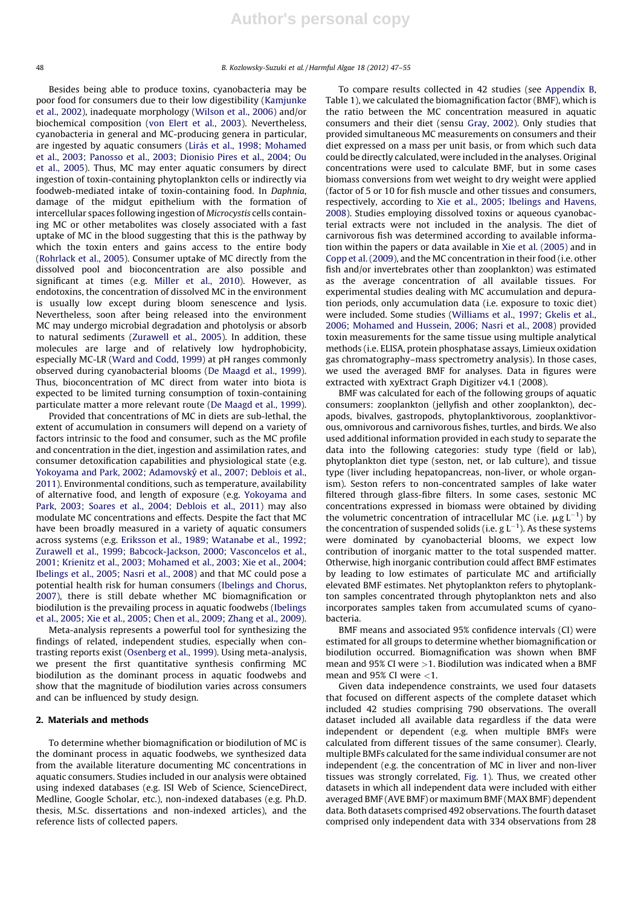Besides being able to produce toxins, cyanobacteria may be poor food for consumers due to their low digestibility (Kamjunke et al., 2002), inadequate morphology (Wilson et al., 2006) and/or biochemical composition (von Elert et al., 2003). Nevertheless, cyanobacteria in general and MC-producing genera in particular, are ingested by aquatic consumers (Lirås et al., 1998; Mohamed et al., 2003; Panosso et al., 2003; Dionisio Pires et al., 2004; Ou et al., 2005). Thus, MC may enter aquatic consumers by direct ingestion of toxin-containing phytoplankton cells or indirectly via foodweb-mediated intake of toxin-containing food. In *Daphnia*, damage of the midgut epithelium with the formation of intercellular spaces following ingestion of *Microcystis* cells containing MC or other metabolites was closely associated with a fast uptake of MC in the blood suggesting that this is the pathway by which the toxin enters and gains access to the entire body (Rohrlack et al., 2005). Consumer uptake of MC directly from the dissolved pool and bioconcentration are also possible and significant at times (e.g. Miller et al., 2010). However, as endotoxins, the concentration of dissolved MC in the environment is usually low except during bloom senescence and lysis. Nevertheless, soon after being released into the environment MC may undergo microbial degradation and photolysis or absorb to natural sediments (Zurawell et al., 2005). In addition, these molecules are large and of relatively low hydrophobicity, especially MC-LR (Ward and Codd, 1999) at pH ranges commonly observed during cyanobacterial blooms (De Maagd et al., 1999). Thus, bioconcentration of MC direct from water into biota is expected to be limited turning consumption of toxin-containing particulate matter a more relevant route (De Maagd et al., 1999).

Provided that concentrations of MC in diets are sub-lethal, the extent of accumulation in consumers will depend on a variety of factors intrinsic to the food and consumer, such as the MC profile and concentration in the diet, ingestion and assimilation rates, and consumer detoxification capabilities and physiological state (e.g. Yokoyama and Park, 2002; Adamovský et al., 2007; Deblois et al., 2011). Environmental conditions, such as temperature, availability of alternative food, and length of exposure (e.g. Yokoyama and Park, 2003; Soares et al., 2004; Deblois et al., 2011) may also modulate MC concentrations and effects. Despite the fact that MC have been broadly measured in a variety of aquatic consumers across systems (e.g. Eriksson et al., 1989; Watanabe et al., 1992; Zurawell et al., 1999; Babcock-Jackson, 2000; Vasconcelos et al., 2001; Krienitz et al., 2003; Mohamed et al., 2003; Xie et al., 2004; Ibelings et al., 2005; Nasri et al., 2008) and that MC could pose a potential health risk for human consumers (Ibelings and Chorus, 2007), there is still debate whether MC biomagnification or biodilution is the prevailing process in aquatic foodwebs (Ibelings et al., 2005; Xie et al., 2005; Chen et al., 2009; Zhang et al., 2009).

Meta-analysis represents a powerful tool for synthesizing the findings of related, independent studies, especially when contrasting reports exist (Osenberg et al., 1999). Using meta-analysis, we present the first quantitative synthesis confirming MC biodilution as the dominant process in aquatic foodwebs and show that the magnitude of biodilution varies across consumers and can be influenced by study design.

## 2. Materials and methods

To determine whether biomagnification or biodilution of MC is the dominant process in aquatic foodwebs, we synthesized data from the available literature documenting MC concentrations in aquatic consumers. Studies included in our analysis were obtained using indexed databases (e.g. ISI Web of Science, ScienceDirect, Medline, Google Scholar, etc.), non-indexed databases (e.g. Ph.D. thesis, M.Sc. dissertations and non-indexed articles), and the reference lists of collected papers.

To compare results collected in 42 studies (see Appendix B, Table 1), we calculated the biomagnification factor (BMF), which is the ratio between the MC concentration measured in aquatic consumers and their diet (sensu Gray, 2002). Only studies that provided simultaneous MC measurements on consumers and their diet expressed on a mass per unit basis, or from which such data could be directly calculated, were included in the analyses. Original concentrations were used to calculate BMF, but in some cases biomass conversions from wet weight to dry weight were applied (factor of 5 or 10 for fish muscle and other tissues and consumers, respectively, according to Xie et al., 2005; Ibelings and Havens, 2008). Studies employing dissolved toxins or aqueous cyanobacterial extracts were not included in the analysis. The diet of carnivorous fish was determined according to available information within the papers or data available in Xie et al. (2005) and in Copp et al. (2009), and the MC concentration in their food (i.e. other fish and/or invertebrates other than zooplankton) was estimated as the average concentration of all available tissues. For experimental studies dealing with MC accumulation and depuration periods, only accumulation data (i.e. exposure to toxic diet) were included. Some studies (Williams et al., 1997; Gkelis et al., 2006; Mohamed and Hussein, 2006; Nasri et al., 2008) provided toxin measurements for the same tissue using multiple analytical methods (i.e. ELISA, protein phosphatase assays, Limieux oxidation gas chromatography–mass spectrometry analysis). In those cases, we used the averaged BMF for analyses. Data in figures were extracted with xyExtract Graph Digitizer v4.1 (2008).

BMF was calculated for each of the following groups of aquatic consumers: zooplankton (jellyfish and other zooplankton), decapods, bivalves, gastropods, phytoplanktivorous, zooplanktivorous, omnivorous and carnivorous fishes, turtles, and birds. We also used additional information provided in each study to separate the data into the following categories: study type (field or lab), phytoplankton diet type (seston, net, or lab culture), and tissue type (liver including hepatopancreas, non-liver, or whole organism). Seston refers to non-concentrated samples of lake water filtered through glass-fibre filters. In some cases, sestonic MC concentrations expressed in biomass were obtained by dividing the volumetric concentration of intracellular MC (i.e. $\mu g\,L^{-1}$) by the concentration of suspended solids (i.e. $g\,L^{-1}$). As these systems were dominated by cyanobacterial blooms, we expect low contribution of inorganic matter to the total suspended matter. Otherwise, high inorganic contribution could affect BMF estimates by leading to low estimates of particulate MC and artificially elevated BMF estimates. Net phytoplankton refers to phytoplankton samples concentrated through phytoplankton nets and also incorporates samples taken from accumulated scums of cyanobacteria.

BMF means and associated 95% confidence intervals (CI) were estimated for all groups to determine whether biomagnification or biodilution occurred. Biomagnification was shown when BMF mean and 95% CI were >1. Biodilution was indicated when a BMF mean and 95% CI were <1.

Given data independence constraints, we used four datasets that focused on different aspects of the complete dataset which included 42 studies comprising 790 observations. The overall dataset included all available data regardless if the data were independent or dependent (e.g. when multiple BMFs were calculated from different tissues of the same consumer). Clearly, multiple BMFs calculated for the same individual consumer are not independent (e.g. the concentration of MC in liver and non-liver tissues was strongly correlated, Fig. 1). Thus, we created other datasets in which all independent data were included with either averaged BMF (AVE BMF) or maximum BMF (MAX BMF) dependent data. Both datasets comprised 492 observations. The fourth dataset comprised only independent data with 334 observations from 28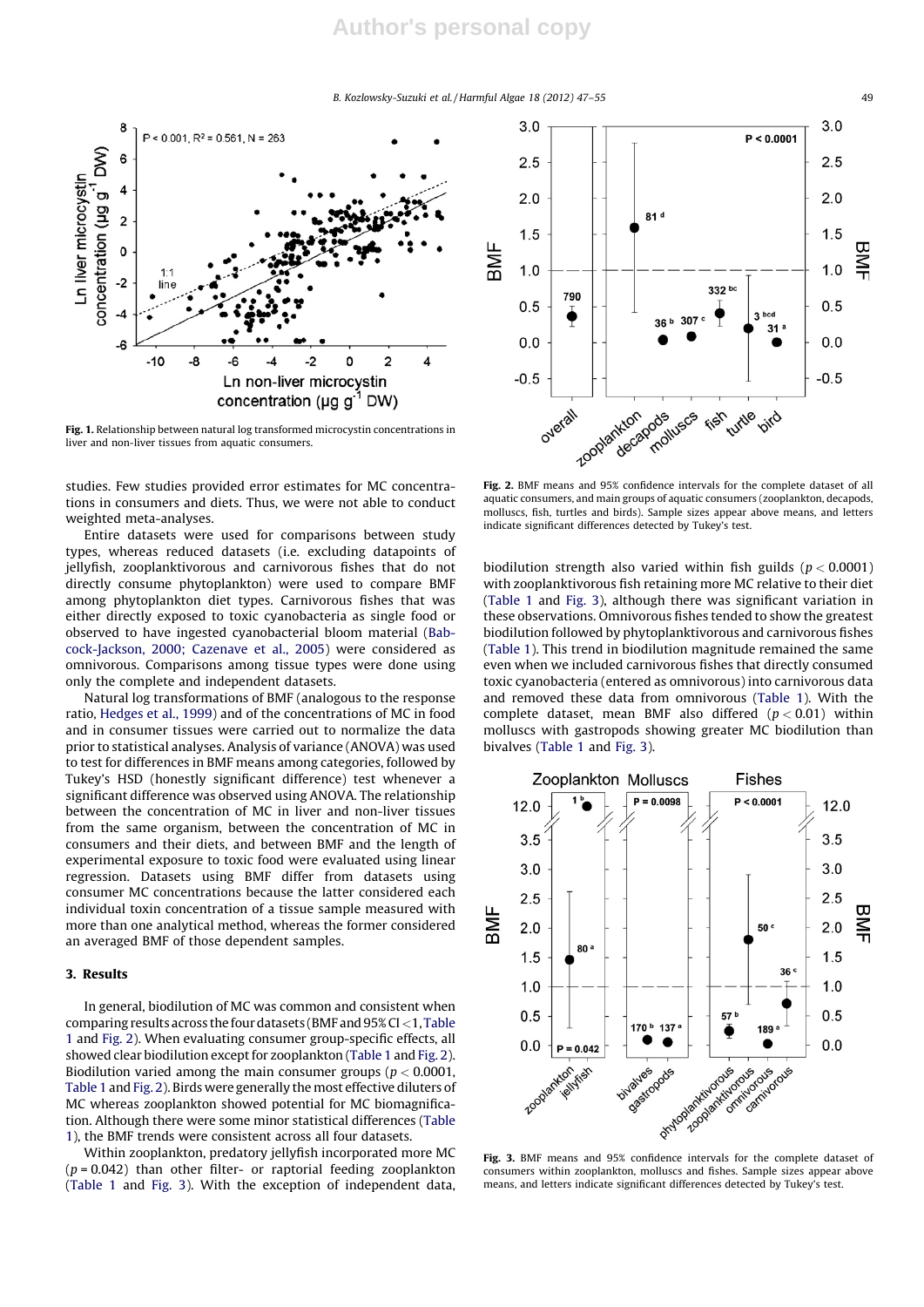**Fig. 1.** Relationship between natural log transformed microcystin concentrations in liver and non-liver tissues from aquatic consumers.

**Fig. 2.** BMF means and 95% confidence intervals for the complete dataset of all aquatic consumers, and main groups of aquatic consumers (zooplankton, decapods, molluscs, fish, turtles and birds). Sample sizes appear above means, and letters indicate significant differences detected by Tukey's test.

studies. Few studies provided error estimates for MC concentrations in consumers and diets. Thus, we were not able to conduct weighted meta-analyses.

Entire datasets were used for comparisons between study types, whereas reduced datasets (i.e. excluding datapoints of jellyfish, zooplanktivorous and carnivorous fishes that do not directly consume phytoplankton) were used to compare BMF among phytoplankton diet types. Carnivorous fishes that was either directly exposed to toxic cyanobacteria as single food or observed to have ingested cyanobacterial bloom material (Babcock-Jackson, 2000; Cazenave et al., 2005) were considered as omnivorous. Comparisons among tissue types were done using only the complete and independent datasets.

Natural log transformations of BMF (analogous to the response ratio, Hedges et al., 1999) and of the concentrations of MC in food and in consumer tissues were carried out to normalize the data prior to statistical analyses. Analysis of variance (ANOVA) was used to test for differences in BMF means among categories, followed by Tukey's HSD (honestly significant difference) test whenever a significant difference was observed using ANOVA. The relationship between the concentration of MC in liver and non-liver tissues from the same organism, between the concentration of MC in consumers and their diets, and between BMF and the length of experimental exposure to toxic food were evaluated using linear regression. Datasets using BMF differ from datasets using consumer MC concentrations because the latter considered each individual toxin concentration of a tissue sample measured with more than one analytical method, whereas the former considered an averaged BMF of those dependent samples.

## 3. Results

In general, biodilution of MC was common and consistent when comparing results across the four datasets (BMF and 95% CI <1, Table 1 and Fig. 2). When evaluating consumer group-specific effects, all showed clear biodilution except for zooplankton (Table 1 and Fig. 2). Biodilution varied among the main consumer groups ($p < 0.0001$, Table 1 and Fig. 2). Birds were generally the most effective diluters of MC whereas zooplankton showed potential for MC biomagnification. Although there were some minor statistical differences (Table 1), the BMF trends were consistent across all four datasets.

Within zooplankton, predatory jellyfish incorporated more MC ($p = 0.042$) than other filter- or raptorial feeding zooplankton (Table 1 and Fig. 3). With the exception of independent data, biodilution strength also varied within fish guilds ($p < 0.0001$) with zooplanktivorous fish retaining more MC relative to their diet (Table 1 and Fig. 3), although there was significant variation in these observations. Omnivorous fishes tended to show the greatest biodilution followed by phytoplanktivorous and carnivorous fishes (Table 1). This trend in biodilution magnitude remained the same even when we included carnivorous fishes that directly consumed toxic cyanobacteria (entered as omnivorous) into carnivorous data and removed these data from omnivorous (Table 1). With the complete dataset, mean BMF also differed ($p < 0.01$) within molluscs with gastropods showing greater MC biodilution than bivalves (Table 1 and Fig. 3).

**Fig. 3.** BMF means and 95% confidence intervals for the complete dataset of consumers within zooplankton, molluscs and fishes. Sample sizes appear above means, and letters indicate significant differences detected by Tukey's test.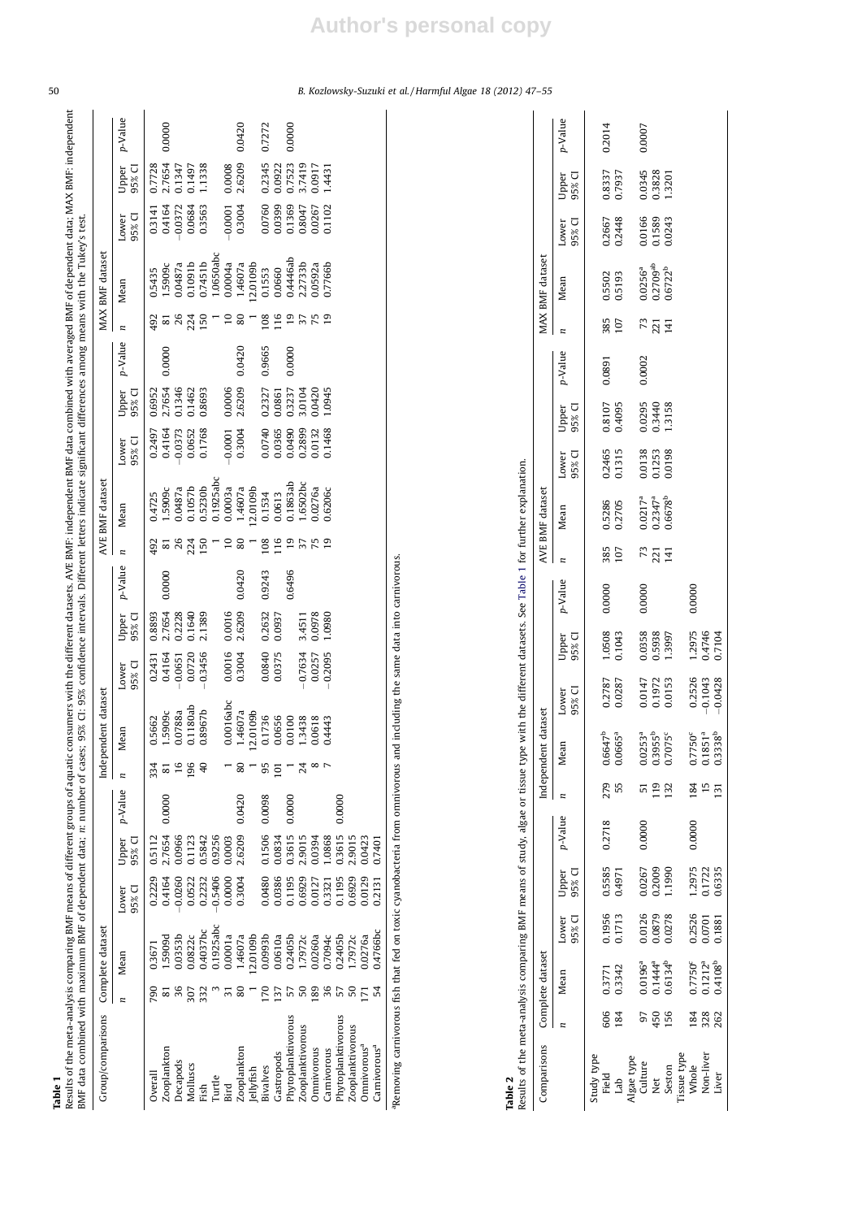**Table 1**
Results of the meta-analysis comparing BMF means of different groups of aquatic consumers with the different datasets. AVE BMF: independent BMF data combined with averaged BMF of dependent data; MAX BMF: independent BMF data combined with maximum BMF of dependent data; *n*: number of cases; 95% CI: 95% confidence intervals. Different letters indicate significant differences among means with the Tukey's test.

| Group/comparisons | Complete dataset | | | | | Independent dataset | | | | | AVE BMF dataset | | | | | MAX BMF dataset | | | | |
|---|---|---|---|---|---|---|---|---|---|---|---|---|---|---|---|---|---|---|---|---|
| | *n* | Mean | Lower 95% CI | Upper 95% CI | *p*-Value | *n* | Mean | Lower 95% CI | Upper 95% CI | *p*-Value | *n* | Mean | Lower 95% CI | Upper 95% CI | *p*-Value | *n* | Mean | Lower 95% CI | Upper 95% CI | *p*-Value |
| Overall | 790 | 0.3671 | 0.2229 | 0.5112 | | 334 | 0.5662 | 0.2431 | 0.8893 | | 492 | 0.4725 | 0.2497 | 0.6952 | | 492 | 0.5435 | 0.3141 | 0.7728 | |
| Zooplankton | 81 | 1.5909d | 0.4164 | 2.7654 | 0.0000 | 81 | 1.5909c | 0.4164 | 2.7654 | 0.0000 | 81 | 1.5909c | 0.4164 | 2.7654 | 0.0000 | 81 | 1.5909c | 0.4164 | 2.7654 | 0.0000 |
| Decapods | 36 | 0.0353b | −0.0260 | 0.0966 | | 16 | 0.0788a | −0.0651 | 0.2228 | | 26 | 0.0487a | −0.0373 | 0.1346 | | 26 | 0.0487a | −0.0372 | 0.1347 | |
| Molluscs | 307 | 0.0822c | 0.0522 | 0.1123 | | 196 | 0.1180ab | 0.0720 | 0.1640 | | 224 | 0.1057b | 0.0652 | 0.1462 | | 224 | 0.1091b | 0.0684 | 0.1497 | |
| Fish | 332 | 0.4037bc | 0.2232 | 0.5842 | | 40 | 0.8967b | −0.3456 | 2.1389 | | 150 | 0.5230b | 0.1768 | 0.8693 | | 150 | 0.7451b | 0.3563 | 1.1338 | |
| Turtle | 3 | 0.1925abc | −0.5406 | 0.9256 | | | | | | | 1 | 0.1925abc | | | | 1 | 1.0650abc | | | |
| Bird | 31 | 0.0001a | 0.0000 | 0.0003 | | 1 | 0.0016abc | 0.0016 | 0.0016 | | 10 | 0.0003a | −0.0001 | 0.0006 | | 10 | 0.0004a | −0.0001 | 0.0008 | |
| Zooplankton | 80 | 1.4607a | 0.3004 | 2.6209 | 0.0420 | 80 | 1.4607a | 0.3004 | 2.6209 | 0.0420 | 80 | 1.4607a | 0.3004 | 2.6209 | 0.0420 | 80 | 1.4607a | 0.3004 | 2.6209 | 0.0420 |
| Jellyfish | 1 | 12.0109b | | | | 1 | 12.0109b | | | | 1 | 12.0109b | | | | 1 | 12.0109b | | | |
| Bivalves | 170 | 0.0993b | 0.0480 | 0.1506 | 0.0098 | 95 | 0.1736 | 0.0840 | 0.2632 | 0.9243 | 108 | 0.1534 | 0.0740 | 0.2327 | 0.9665 | 108 | 0.1553 | 0.0760 | 0.2345 | 0.7272 |
| Gastropods | 137 | 0.0610a | 0.0386 | 0.0834 | | 101 | 0.0656 | 0.0375 | 0.0937 | | 116 | 0.0613 | 0.0365 | 0.0861 | | 116 | 0.0660 | 0.0399 | 0.0922 | |
| Phytoplanktivorous | 57 | 0.2405b | 0.195 | 0.3615 | 0.0000 | 1 | 0.0100 | | | 0.6496 | 19 | 0.1863ab | 0.0490 | 0.3237 | 0.0000 | 19 | 0.4446ab | 0.1369 | 0.7523 | 0.0000 |
| Zooplanktivorous | 50 | 1.7972c | 0.6929 | 2.9015 | | 24 | 1.3438 | −0.7634 | 3.4511 | | 37 | 1.6502bc | 0.2899 | 3.0104 | | 37 | 2.2733b | 0.8047 | 3.7419 | |
| Omnivorous | 189 | 0.0260a | 0.0127 | 0.0394 | | 8 | 0.0618 | 0.0257 | 0.0978 | | 75 | 0.0276a | 0.0132 | 0.0420 | | 75 | 0.0592a | 0.0267 | 0.0917 | |
| Carnivorous | 36 | 0.7094c | 0.3321 | 1.0868 | | 7 | 0.4443 | −0.2095 | 1.0980 | | 19 | 0.6206c | 0.1468 | 1.0945 | | 19 | 0.7766b | 0.1102 | 1.4431 | |
| Phytoplanktivorous | 57 | 0.2405b | 0.1195 | 0.3615 | 0.0000 | | | | | | | | | | | | | | | |
| Zooplanktivorous | 50 | 1.7972c | 0.6929 | 2.9015 | | | | | | | | | | | | | | | | |
| Omnivorous[a] | 171 | 0.0276a | 0.0129 | 0.0423 | | | | | | | | | | | | | | | | |
| Carnivorous[a] | 54 | 0.4766bc | 0.2131 | 0.7401 | | | | | | | | | | | | | | | | |

[a]Removing carnivorous fish that fed on toxic cyanobacteria from omnivorous and including the same data into carnivorous.

**Table 2**
Results of the meta-analysis comparing BMF means of study, algae or tissue type with the different datasets. See Table 1 for further explanation.

| Comparisons | Complete dataset | | | | | Independent dataset | | | | | AVE BMF dataset | | | | | MAX BMF dataset | | | | |
|---|---|---|---|---|---|---|---|---|---|---|---|---|---|---|---|---|---|---|---|---|
| | *n* | Mean | Lower 95% CI | Upper 95% CI | *p*-Value | *n* | Mean | Lower 95% CI | Upper 95% CI | *p*-Value | *n* | Mean | Lower 95% CI | Upper 95% CI | *p*-Value | *n* | Mean | Lower 95% CI | Upper 95% CI | *p*-Value |
| Study type | | | | | | | | | | | | | | | | | | | | |
| Field | 606 | 0.3771 | 0.1956 | 0.5585 | 0.2718 | 279 | 0.6647$^{b}$ | 0.2787 | 1.0508 | 0.0000 | 385 | 0.5286 | 0.2465 | 0.8107 | 0.0891 | 385 | 0.5502 | 0.2667 | 0.8337 | 0.2014 |
| Lab | 184 | 0.3342 | 0.1713 | 0.4971 | | 55 | 0.0665$^{a}$ | 0.0287 | 0.1043 | | 107 | 0.2705 | 0.1315 | 0.4095 | | 107 | 0.5193 | 0.2448 | 0.7937 | |
| Algae type | | | | | | | | | | | | | | | | | | | | |
| Culture | 97 | 0.0196$^{a}$ | 0.0126 | 0.0267 | 0.0000 | 51 | 0.0253$^{a}$ | 0.0147 | 0.0358 | 0.0000 | 73 | 0.0217$^{a}$ | 0.0138 | 0.0295 | 0.0002 | 73 | 0.0256$^{a}$ | 0.0166 | 0.0345 | 0.0007 |
| Net | 450 | 0.1444$^{a}$ | 0.0879 | 0.2009 | | 119 | 0.3955$^{b}$ | 0.1972 | 0.5938 | | 221 | 0.2347$^{a}$ | 0.1253 | 0.3440 | | 221 | 0.2709$^{ab}$ | 0.1589 | 0.3828 | |
| Seston | 156 | 0.6134$^{b}$ | 0.0278 | 1.1990 | | 132 | 0.7075$^{c}$ | 0.0153 | 1.3997 | | 141 | 0.6678$^{b}$ | 0.0198 | 1.3158 | | 141 | 0.6722$^{b}$ | 0.0243 | 1.3201 | |
| Tissue type | | | | | | | | | | | | | | | | | | | | |
| Whole | 184 | 0.7750$^{c}$ | 0.2526 | 1.2975 | 0.0000 | 184 | 0.7750$^{c}$ | 0.2526 | 1.2975 | 0.0000 | | | | | | | | | | |
| Non-liver | 328 | 0.1212$^{a}$ | 0.0701 | 0.1722 | | 15 | 0.1851$^{a}$ | −0.1043 | 0.4746 | | | | | | | | | | | |
| Liver | 262 | 0.4108$^{b}$ | 0.1881 | 0.6335 | | 131 | 0.3338$^{b}$ | −0.0428 | 0.7104 | | | | | | | | | | | |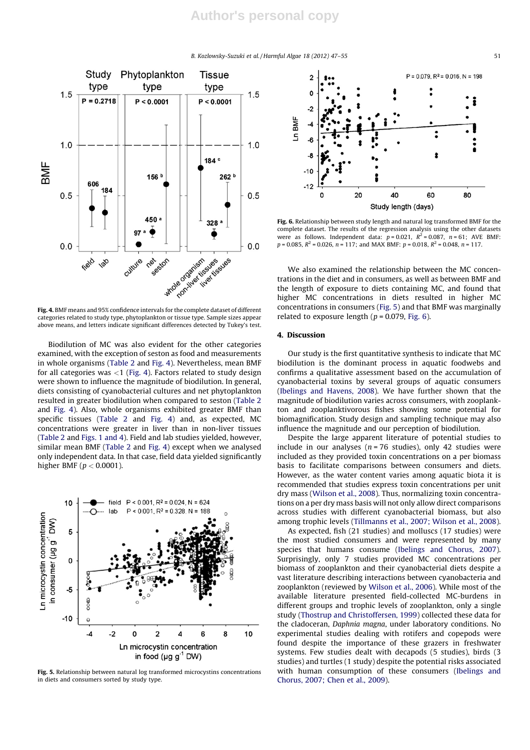Fig. 4. BMF means and 95% confidence intervals for the complete dataset of different categories related to study type, phytoplankton or tissue type. Sample sizes appear above means, and letters indicate significant differences detected by Tukey's test.

Biodilution of MC was also evident for the other categories examined, with the exception of seston as food and measurements in whole organisms (Table 2 and Fig. 4). Nevertheless, mean BMF for all categories was <1 (Fig. 4). Factors related to study design were shown to influence the magnitude of biodilution. In general, diets consisting of cyanobacterial cultures and net phytoplankton resulted in greater biodilution when compared to seston (Table 2 and Fig. 4). Also, whole organisms exhibited greater BMF than specific tissues (Table 2 and Fig. 4) and, as expected, MC concentrations were greater in liver than in non-liver tissues (Table 2 and Figs. 1 and 4). Field and lab studies yielded, however, similar mean BMF (Table 2 and Fig. 4) except when we analysed only independent data. In that case, field data yielded significantly higher BMF ($p < 0.0001$).

Fig. 5. Relationship between natural log transformed microcystins concentrations in diets and consumers sorted by study type.

Fig. 6. Relationship between study length and natural log transformed BMF for the complete dataset. The results of the regression analysis using the other datasets were as follows. Independent data: $p = 0.021$, $R^2 = 0.087$, $n = 61$; AVE BMF: $p = 0.085$, $R^2 = 0.026$, $n = 117$; and MAX BMF: $p = 0.018$, $R^2 = 0.048$, $n = 117$.

We also examined the relationship between the MC concentrations in the diet and in consumers, as well as between BMF and the length of exposure to diets containing MC, and found that higher MC concentrations in diets resulted in higher MC concentrations in consumers (Fig. 5) and that BMF was marginally related to exposure length ($p = 0.079$, Fig. 6).

## 4. Discussion

Our study is the first quantitative synthesis to indicate that MC biodilution is the dominant process in aquatic foodwebs and confirms a qualitative assessment based on the accumulation of cyanobacterial toxins by several groups of aquatic consumers (Ibelings and Havens, 2008). We have further shown that the magnitude of biodilution varies across consumers, with zooplankton and zooplanktivorous fishes showing some potential for biomagnification. Study design and sampling technique may also influence the magnitude and our perception of biodilution.

Despite the large apparent literature of potential studies to include in our analyses ($n = 76$ studies), only 42 studies were included as they provided toxin concentrations on a per biomass basis to facilitate comparisons between consumers and diets. However, as the water content varies among aquatic biota it is recommended that studies express toxin concentrations per unit dry mass (Wilson et al., 2008). Thus, normalizing toxin concentrations on a per dry mass basis will not only allow direct comparisons across studies with different cyanobacterial biomass, but also among trophic levels (Tillmanns et al., 2007; Wilson et al., 2008).

As expected, fish (21 studies) and molluscs (17 studies) were the most studied consumers and were represented by many species that humans consume (Ibelings and Chorus, 2007). Surprisingly, only 7 studies provided MC concentrations per biomass of zooplankton and their cyanobacterial diets despite a vast literature describing interactions between cyanobacteria and zooplankton (reviewed by Wilson et al., 2006). While most of the available literature presented field-collected MC-burdens in different groups and trophic levels of zooplankton, only a single study (Thostrup and Christoffersen, 1999) collected these data for the cladoceran, *Daphnia magna*, under laboratory conditions. No experimental studies dealing with rotifers and copepods were found despite the importance of these grazers in freshwater systems. Few studies dealt with decapods (5 studies), birds (3 studies) and turtles (1 study) despite the potential risks associated with human consumption of these consumers (Ibelings and Chorus, 2007; Chen et al., 2009).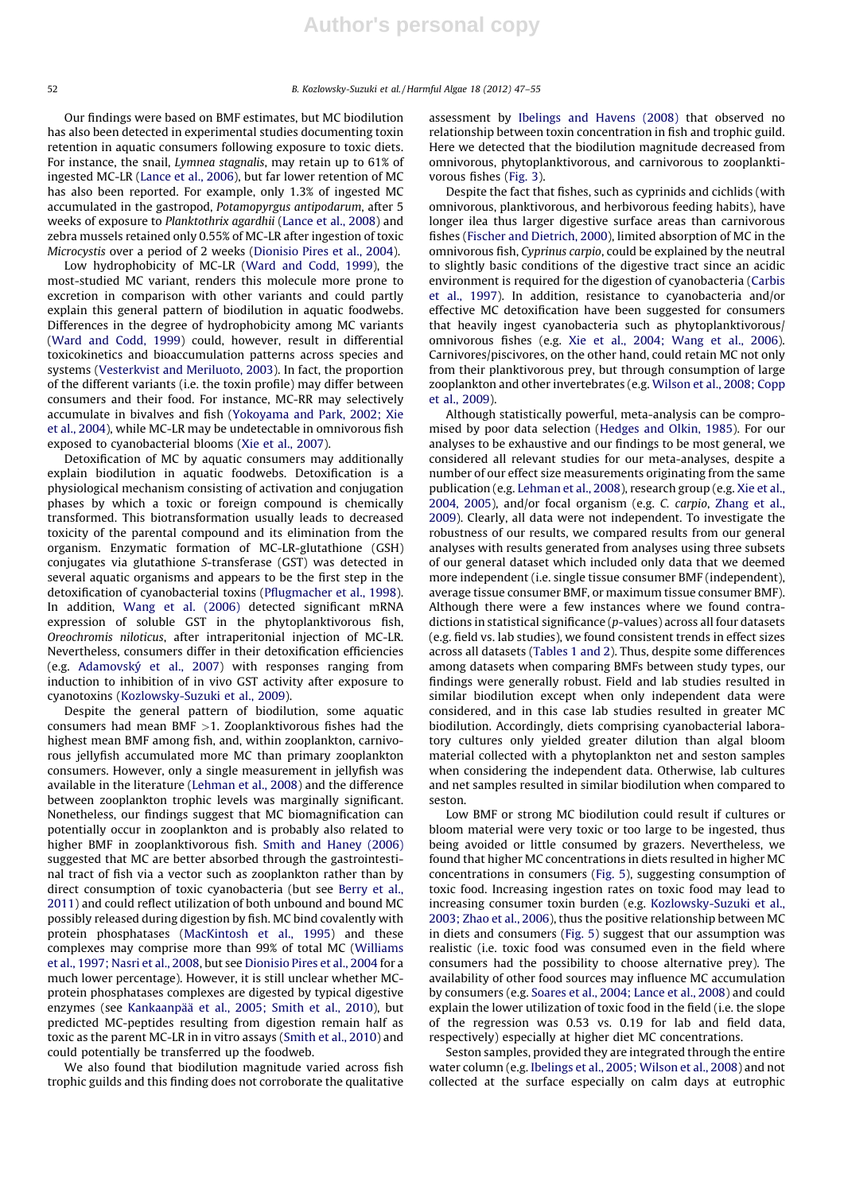Our findings were based on BMF estimates, but MC biodilution has also been detected in experimental studies documenting toxin retention in aquatic consumers following exposure to toxic diets. For instance, the snail, *Lymnea stagnalis*, may retain up to 61% of ingested MC-LR (Lance et al., 2006), but far lower retention of MC has also been reported. For example, only 1.3% of ingested MC accumulated in the gastropod, *Potamopyrgus antipodarum*, after 5 weeks of exposure to *Planktothrix agardhii* (Lance et al., 2008) and zebra mussels retained only 0.55% of MC-LR after ingestion of toxic *Microcystis* over a period of 2 weeks (Dionisio Pires et al., 2004).

Low hydrophobicity of MC-LR (Ward and Codd, 1999), the most-studied MC variant, renders this molecule more prone to excretion in comparison with other variants and could partly explain this general pattern of biodilution in aquatic foodwebs. Differences in the degree of hydrophobicity among MC variants (Ward and Codd, 1999) could, however, result in differential toxicokinetics and bioaccumulation patterns across species and systems (Vesterkvist and Meriluoto, 2003). In fact, the proportion of the different variants (i.e. the toxin profile) may differ between consumers and their food. For instance, MC-RR may selectively accumulate in bivalves and fish (Yokoyama and Park, 2002; Xie et al., 2004), while MC-LR may be undetectable in omnivorous fish exposed to cyanobacterial blooms (Xie et al., 2007).

Detoxification of MC by aquatic consumers may additionally explain biodilution in aquatic foodwebs. Detoxification is a physiological mechanism consisting of activation and conjugation phases by which a toxic or foreign compound is chemically transformed. This biotransformation usually leads to decreased toxicity of the parental compound and its elimination from the organism. Enzymatic formation of MC-LR-glutathione (GSH) conjugates via glutathione *S*-transferase (GST) was detected in several aquatic organisms and appears to be the first step in the detoxification of cyanobacterial toxins (Pflugmacher et al., 1998). In addition, Wang et al. (2006) detected significant mRNA expression of soluble GST in the phytoplanktivorous fish, *Oreochromis niloticus*, after intraperitonial injection of MC-LR. Nevertheless, consumers differ in their detoxification efficiencies (e.g. Adamovský et al., 2007) with responses ranging from induction to inhibition of in vivo GST activity after exposure to cyanotoxins (Kozlowsky-Suzuki et al., 2009).

Despite the general pattern of biodilution, some aquatic consumers had mean BMF >1. Zooplanktivorous fishes had the highest mean BMF among fish, and, within zooplankton, carnivorous jellyfish accumulated more MC than primary zooplankton consumers. However, only a single measurement in jellyfish was available in the literature (Lehman et al., 2008) and the difference between zooplankton trophic levels was marginally significant. Nonetheless, our findings suggest that MC biomagnification can potentially occur in zooplankton and is probably also related to higher BMF in zooplanktivorous fish. Smith and Haney (2006) suggested that MC are better absorbed through the gastrointestinal tract of fish via a vector such as zooplankton rather than by direct consumption of toxic cyanobacteria (but see Berry et al., 2011) and could reflect utilization of both unbound and bound MC possibly released during digestion by fish. MC bind covalently with protein phosphatases (MacKintosh et al., 1995) and these complexes may comprise more than 99% of total MC (Williams et al., 1997; Nasri et al., 2008, but see Dionisio Pires et al., 2004 for a much lower percentage). However, it is still unclear whether MC-protein phosphatases complexes are digested by typical digestive enzymes (see Kankaanpää et al., 2005; Smith et al., 2010), but predicted MC-peptides resulting from digestion remain half as toxic as the parent MC-LR in in vitro assays (Smith et al., 2010) and could potentially be transferred up the foodweb.

We also found that biodilution magnitude varied across fish trophic guilds and this finding does not corroborate the qualitative assessment by Ibelings and Havens (2008) that observed no relationship between toxin concentration in fish and trophic guild. Here we detected that the biodilution magnitude decreased from omnivorous, phytoplanktivorous, and carnivorous to zooplanktivorous fishes (Fig. 3).

Despite the fact that fishes, such as cyprinids and cichlids (with omnivorous, planktivorous, and herbivorous feeding habits), have longer ilea thus larger digestive surface areas than carnivorous fishes (Fischer and Dietrich, 2000), limited absorption of MC in the omnivorous fish, *Cyprinus carpio*, could be explained by the neutral to slightly basic conditions of the digestive tract since an acidic environment is required for the digestion of cyanobacteria (Carbis et al., 1997). In addition, resistance to cyanobacteria and/or effective MC detoxification have been suggested for consumers that heavily ingest cyanobacteria such as phytoplanktivorous/omnivorous fishes (e.g. Xie et al., 2004; Wang et al., 2006). Carnivores/piscivores, on the other hand, could retain MC not only from their planktivorous prey, but through consumption of large zooplankton and other invertebrates (e.g. Wilson et al., 2008; Copp et al., 2009).

Although statistically powerful, meta-analysis can be compromised by poor data selection (Hedges and Olkin, 1985). For our analyses to be exhaustive and our findings to be most general, we considered all relevant studies for our meta-analyses, despite a number of our effect size measurements originating from the same publication (e.g. Lehman et al., 2008), research group (e.g. Xie et al., 2004, 2005), and/or focal organism (e.g. *C. carpio*, Zhang et al., 2009). Clearly, all data were not independent. To investigate the robustness of our results, we compared results from our general analyses with results generated from analyses using three subsets of our general dataset which included only data that we deemed more independent (i.e. single tissue consumer BMF (independent), average tissue consumer BMF, or maximum tissue consumer BMF). Although there were a few instances where we found contradictions in statistical significance (*p*-values) across all four datasets (e.g. field vs. lab studies), we found consistent trends in effect sizes across all datasets (Tables 1 and 2). Thus, despite some differences among datasets when comparing BMFs between study types, our findings were generally robust. Field and lab studies resulted in similar biodilution except when only independent data were considered, and in this case lab studies resulted in greater MC biodilution. Accordingly, diets comprising cyanobacterial laboratory cultures only yielded greater dilution than algal bloom material collected with a phytoplankton net and seston samples when considering the independent data. Otherwise, lab cultures and net samples resulted in similar biodilution when compared to seston.

Low BMF or strong MC biodilution could result if cultures or bloom material were very toxic or too large to be ingested, thus being avoided or little consumed by grazers. Nevertheless, we found that higher MC concentrations in diets resulted in higher MC concentrations in consumers (Fig. 5), suggesting consumption of toxic food. Increasing ingestion rates on toxic food may lead to increasing consumer toxin burden (e.g. Kozlowsky-Suzuki et al., 2003; Zhao et al., 2006), thus the positive relationship between MC in diets and consumers (Fig. 5) suggest that our assumption was realistic (i.e. toxic food was consumed even in the field where consumers had the possibility to choose alternative prey). The availability of other food sources may influence MC accumulation by consumers (e.g. Soares et al., 2004; Lance et al., 2008) and could explain the lower utilization of toxic food in the field (i.e. the slope of the regression was 0.53 vs. 0.19 for lab and field data, respectively) especially at higher diet MC concentrations.

Seston samples, provided they are integrated through the entire water column (e.g. Ibelings et al., 2005; Wilson et al., 2008) and not collected at the surface especially on calm days at eutrophic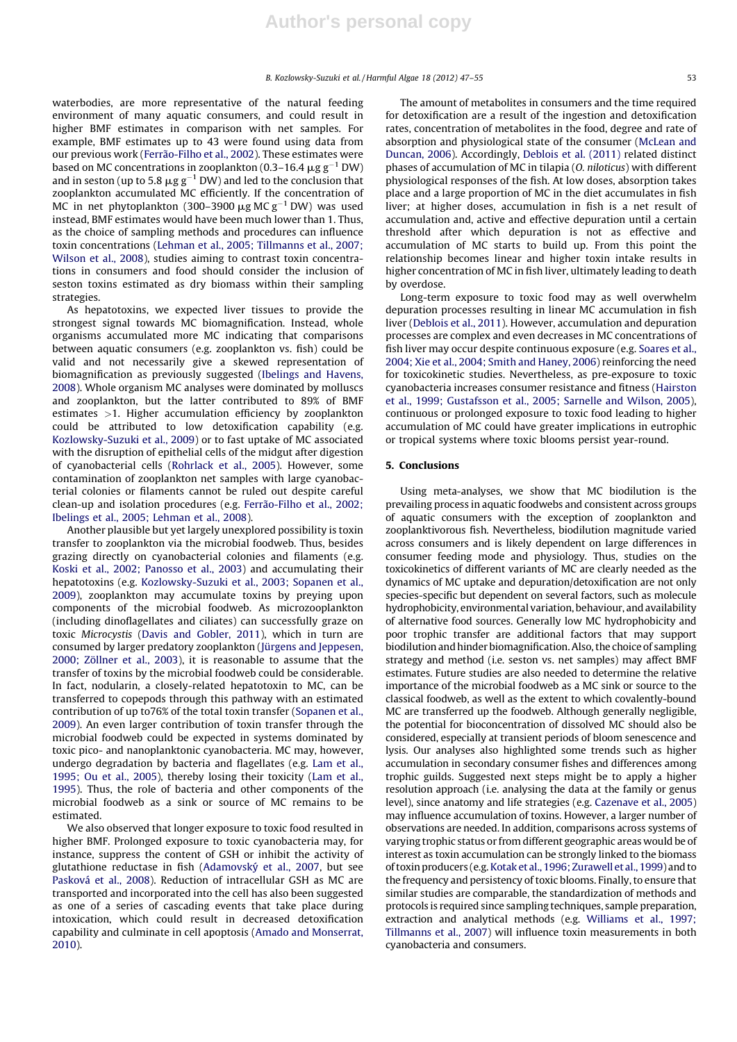waterbodies, are more representative of the natural feeding environment of many aquatic consumers, and could result in higher BMF estimates in comparison with net samples. For example, BMF estimates up to 43 were found using data from our previous work (Ferrão-Filho et al., 2002). These estimates were based on MC concentrations in zooplankton (0.3–16.4 $\mu$g g$^{-1}$ DW) and in seston (up to 5.8 $\mu$g g$^{-1}$ DW) and led to the conclusion that zooplankton accumulated MC efficiently. If the concentration of MC in net phytoplankton (300–3900 $\mu$g MC g$^{-1}$ DW) was used instead, BMF estimates would have been much lower than 1. Thus, as the choice of sampling methods and procedures can influence toxin concentrations (Lehman et al., 2005; Tillmanns et al., 2007; Wilson et al., 2008), studies aiming to contrast toxin concentrations in consumers and food should consider the inclusion of seston toxins estimated as dry biomass within their sampling strategies.

As hepatotoxins, we expected liver tissues to provide the strongest signal towards MC biomagnification. Instead, whole organisms accumulated more MC indicating that comparisons between aquatic consumers (e.g. zooplankton vs. fish) could be valid and not necessarily give a skewed representation of biomagnification as previously suggested (Ibelings and Havens, 2008). Whole organism MC analyses were dominated by molluscs and zooplankton, but the latter contributed to 89% of BMF estimates >1. Higher accumulation efficiency by zooplankton could be attributed to low detoxification capability (e.g. Kozlowsky-Suzuki et al., 2009) or to fast uptake of MC associated with the disruption of epithelial cells of the midgut after digestion of cyanobacterial cells (Rohrlack et al., 2005). However, some contamination of zooplankton net samples with large cyanobacterial colonies or filaments cannot be ruled out despite careful clean-up and isolation procedures (e.g. Ferrão-Filho et al., 2002; Ibelings et al., 2005; Lehman et al., 2008).

Another plausible but yet largely unexplored possibility is toxin transfer to zooplankton via the microbial foodweb. Thus, besides grazing directly on cyanobacterial colonies and filaments (e.g. Koski et al., 2002; Panosso et al., 2003) and accumulating their hepatotoxins (e.g. Kozlowsky-Suzuki et al., 2003; Sopanen et al., 2009), zooplankton may accumulate toxins by preying upon components of the microbial foodweb. As microzooplankton (including dinoflagellates and ciliates) can successfully graze on toxic *Microcystis* (Davis and Gobler, 2011), which in turn are consumed by larger predatory zooplankton (Jürgens and Jeppesen, 2000; Zöllner et al., 2003), it is reasonable to assume that the transfer of toxins by the microbial foodweb could be considerable. In fact, nodularin, a closely-related hepatotoxin to MC, can be transferred to copepods through this pathway with an estimated contribution of up to76% of the total toxin transfer (Sopanen et al., 2009). An even larger contribution of toxin transfer through the microbial foodweb could be expected in systems dominated by toxic pico- and nanoplanktonic cyanobacteria. MC may, however, undergo degradation by bacteria and flagellates (e.g. Lam et al., 1995; Ou et al., 2005), thereby losing their toxicity (Lam et al., 1995). Thus, the role of bacteria and other components of the microbial foodweb as a sink or source of MC remains to be estimated.

We also observed that longer exposure to toxic food resulted in higher BMF. Prolonged exposure to toxic cyanobacteria may, for instance, suppress the content of GSH or inhibit the activity of glutathione reductase in fish (Adamovský et al., 2007, but see Pasková et al., 2008). Reduction of intracellular GSH as MC are transported and incorporated into the cell has also been suggested as one of a series of cascading events that take place during intoxication, which could result in decreased detoxification capability and culminate in cell apoptosis (Amado and Monserrat, 2010).

The amount of metabolites in consumers and the time required for detoxification are a result of the ingestion and detoxification rates, concentration of metabolites in the food, degree and rate of absorption and physiological state of the consumer (McLean and Duncan, 2006). Accordingly, Deblois et al. (2011) related distinct phases of accumulation of MC in tilapia (*O. niloticus*) with different physiological responses of the fish. At low doses, absorption takes place and a large proportion of MC in the diet accumulates in fish liver; at higher doses, accumulation in fish is a net result of accumulation and, active and effective depuration until a certain threshold after which depuration is not as effective and accumulation of MC starts to build up. From this point the relationship becomes linear and higher toxin intake results in higher concentration of MC in fish liver, ultimately leading to death by overdose.

Long-term exposure to toxic food may as well overwhelm depuration processes resulting in linear MC accumulation in fish liver (Deblois et al., 2011). However, accumulation and depuration processes are complex and even decreases in MC concentrations of fish liver may occur despite continuous exposure (e.g. Soares et al., 2004; Xie et al., 2004; Smith and Haney, 2006) reinforcing the need for toxicokinetic studies. Nevertheless, as pre-exposure to toxic cyanobacteria increases consumer resistance and fitness (Hairston et al., 1999; Gustafsson et al., 2005; Sarnelle and Wilson, 2005), continuous or prolonged exposure to toxic food leading to higher accumulation of MC could have greater implications in eutrophic or tropical systems where toxic blooms persist year-round.

## 5. Conclusions

Using meta-analyses, we show that MC biodilution is the prevailing process in aquatic foodwebs and consistent across groups of aquatic consumers with the exception of zooplankton and zooplanktivorous fish. Nevertheless, biodilution magnitude varied across consumers and is likely dependent on large differences in consumer feeding mode and physiology. Thus, studies on the toxicokinetics of different variants of MC are clearly needed as the dynamics of MC uptake and depuration/detoxification are not only species-specific but dependent on several factors, such as molecule hydrophobicity, environmental variation, behaviour, and availability of alternative food sources. Generally low MC hydrophobicity and poor trophic transfer are additional factors that may support biodilution and hinder biomagnification. Also, the choice of sampling strategy and method (i.e. seston vs. net samples) may affect BMF estimates. Future studies are also needed to determine the relative importance of the microbial foodweb as a MC sink or source to the classical foodweb, as well as the extent to which covalently-bound MC are transferred up the foodweb. Although generally negligible, the potential for bioconcentration of dissolved MC should also be considered, especially at transient periods of bloom senescence and lysis. Our analyses also highlighted some trends such as higher accumulation in secondary consumer fishes and differences among trophic guilds. Suggested next steps might be to apply a higher resolution approach (i.e. analysing the data at the family or genus level), since anatomy and life strategies (e.g. Cazenave et al., 2005) may influence accumulation of toxins. However, a larger number of observations are needed. In addition, comparisons across systems of varying trophic status or from different geographic areas would be of interest as toxin accumulation can be strongly linked to the biomass of toxin producers (e.g. Kotak et al., 1996; Zurawell et al., 1999) and to the frequency and persistency of toxic blooms. Finally, to ensure that similar studies are comparable, the standardization of methods and protocols is required since sampling techniques, sample preparation, extraction and analytical methods (e.g. Williams et al., 1997; Tillmanns et al., 2007) will influence toxin measurements in both cyanobacteria and consumers.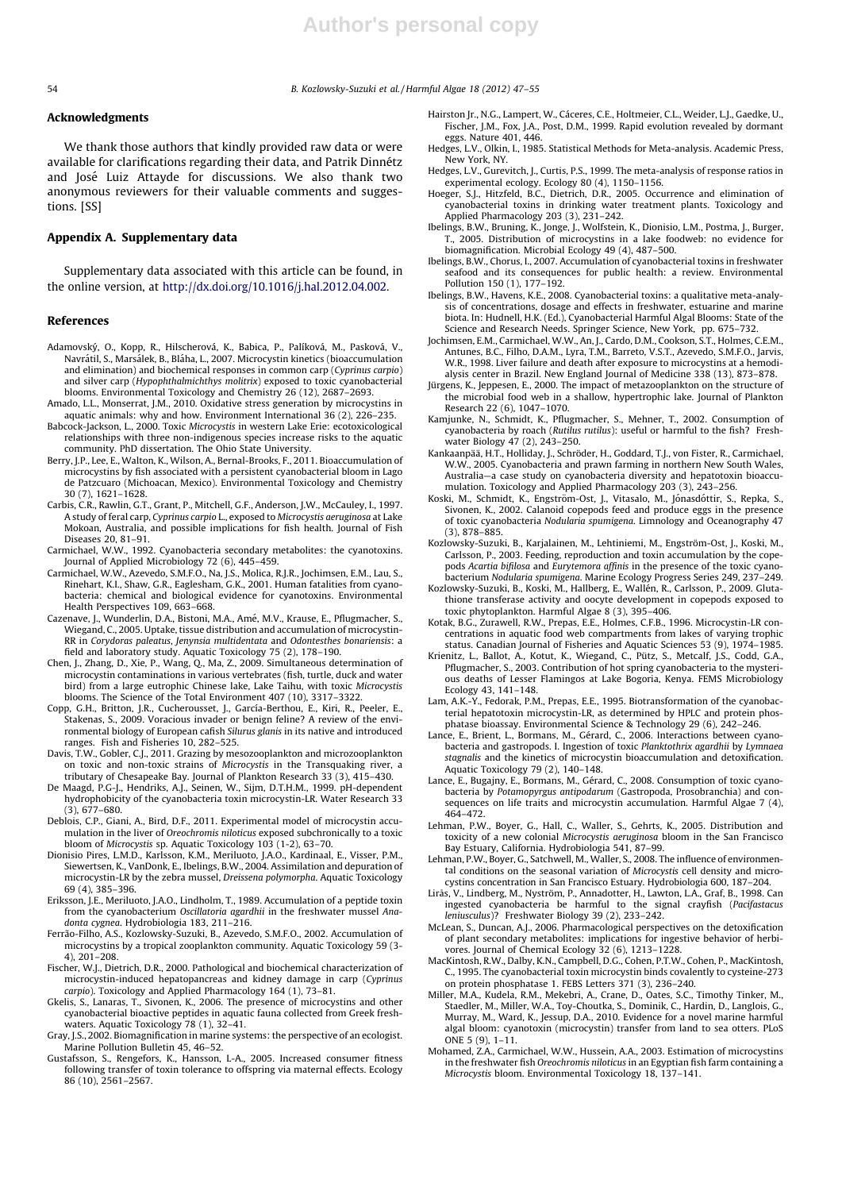## Acknowledgments

We thank those authors that kindly provided raw data or were available for clarifications regarding their data, and Patrik Dinnétz and José Luiz Attayde for discussions. We also thank two anonymous reviewers for their valuable comments and suggestions. [SS]

## Appendix A. Supplementary data

Supplementary data associated with this article can be found, in the online version, at http://dx.doi.org/10.1016/j.hal.2012.04.002.

## References

Adamovský, O., Kopp, R., Hilscherová, K., Babica, P., Palíková, M., Pasková, V., Navrátil, S., Marsálek, B., Bláha, L., 2007. Microcystin kinetics (bioaccumulation and elimination) and biochemical responses in common carp (*Cyprinus carpio*) and silver carp (*Hypophthalmichthys molitrix*) exposed to toxic cyanobacterial blooms. Environmental Toxicology and Chemistry 26 (12), 2687–2693.

Amado, L.L., Monserrat, J.M., 2010. Oxidative stress generation by microcystins in aquatic animals: why and how. Environment International 36 (2), 226–235.

Babcock-Jackson, L., 2000. Toxic *Microcystis* in western Lake Erie: ecotoxicological relationships with three non-indigenous species increase risks to the aquatic community. PhD dissertation. The Ohio State University.

Berry, J.P., Lee, E., Walton, K., Wilson, A., Bernal-Brooks, F., 2011. Bioaccumulation of microcystins by fish associated with a persistent cyanobacterial bloom in Lago de Patzcuaro (Michoacan, Mexico). Environmental Toxicology and Chemistry 30 (7), 1621–1628.

Carbis, C.R., Rawlin, G.T., Grant, P., Mitchell, G.F., Anderson, J.W., McCauley, I., 1997. A study of feral carp, *Cyprinus carpio* L., exposed to *Microcystis aeruginosa* at Lake Mokoan, Australia, and possible implications for fish health. Journal of Fish Diseases 20, 81–91.

Carmichael, W.W., 1992. Cyanobacteria secondary metabolites: the cyanotoxins. Journal of Applied Microbiology 72 (6), 445–459.

Carmichael, W.W., Azevedo, S.M.F.O., Na, J.S., Molica, R.J.R., Jochimsen, E.M., Lau, S., Rinehart, K.I., Shaw, G.R., Eaglesham, G.K., 2001. Human fatalities from cyanobacteria: chemical and biological evidence for cyanotoxins. Environmental Health Perspectives 109, 663–668.

Cazenave, J., Wunderlin, D.A., Bistoni, M.A., Amé, M.V., Krause, E., Pflugmacher, S., Wiegand, C., 2005. Uptake, tissue distribution and accumulation of microcystin-RR in *Corydoras paleatus*, *Jenynsia multidentata* and *Odontesthes bonariensis*: a field and laboratory study. Aquatic Toxicology 75 (2), 178–190.

Chen, J., Zhang, D., Xie, P., Wang, Q., Ma, Z., 2009. Simultaneous determination of microcystin contaminations in various vertebrates (fish, turtle, duck and water bird) from a large eutrophic Chinese lake, Lake Taihu, with toxic *Microcystis* blooms. The Science of the Total Environment 407 (10), 3317–3322.

Copp, G.H., Britton, J.R., Cucherousset, J., García-Berthou, E., Kiri, R., Peeler, E., Stakenas, S., 2009. Voracious invader or benign feline? A review of the environmental biology of European cafish *Silurus glanis* in its native and introduced ranges. Fish and Fisheries 10, 282–525.

Davis, T.W., Gobler, C.J., 2011. Grazing by mesozooplankton and microzooplankton on toxic and non-toxic strains of *Microcystis* in the Transquaking river, a tributary of Chesapeake Bay. Journal of Plankton Research 33 (3), 415–430.

De Magdg, P.G-J., Hendriks, A.J., Seinen, W., Sijm, D.T.H.M., 1999. pH-dependent hydrophobicity of the cyanobacteria toxin microcystin-LR. Water Research 33 (3), 677–680.

Deblois, C.P., Giani, A., Bird, D.F., 2011. Experimental model of microcystin accumulation in the liver of *Oreochromis niloticus* exposed subchronically to a toxic bloom of *Microcystis* sp. Aquatic Toxicology 103 (1-2), 63–70.

Dionisio Pires, L.M.D., Karlsson, K.M., Meriluoto, J.A.O., Kardinaal, E., Visser, P.M., Siewertsen, K., VanDonk, E., Ibelings, B.W., 2004. Assimilation and depuration of microcystin-LR by the zebra mussel, *Dreissena polymorpha*. Aquatic Toxicology 69 (4), 385–396.

Eriksson, J.E., Meriluoto, J.A.O., Lindholm, T., 1989. Accumulation of a peptide toxin from the cyanobacterium *Oscillatoria agardhii* in the freshwater mussel *Anadonta cygnea*. Hydrobiologia 183, 211–216.

Ferrão-Filho, A.S., Kozlowsky-Suzuki, B., Azevedo, S.M.F.O., 2002. Accumulation of microcystins by a tropical zooplankton community. Aquatic Toxicology 59 (3-4), 201–208.

Fischer, W.J., Dietrich, D.R., 2000. Pathological and biochemical characterization of microcystin-induced hepatopancreas and kidney damage in carp (*Cyprinus carpio*). Toxicology and Applied Pharmacology 164 (1), 73–81.

Gkelis, S., Lanaras, T., Sivonen, K., 2006. The presence of microcystins and other cyanobacterial bioactive peptides in aquatic fauna collected from Greek freshwaters. Aquatic Toxicology 78 (1), 32–41.

Gray, J.S., 2002. Biomagnification in marine systems: the perspective of an ecologist. Marine Pollution Bulletin 45, 46–52.

Gustafsson, S., Rengefors, K., Hansson, L-A., 2005. Increased consumer fitness following transfer of toxin tolerance to offspring via maternal effects. Ecology 86 (10), 2561–2567.

Hairston Jr., N.G., Lampert, W., Cáceres, C.E., Holtmeier, C.L., Weider, L.J., Gaedke, U., Fischer, J.M., Fox, J.A., Post, D.M., 1999. Rapid evolution revealed by dormant eggs. Nature 401, 446.

Hedges, L.V., Olkin, I., 1985. Statistical Methods for Meta-analysis. Academic Press, New York, NY.

Hedges, L.V., Gurevitch, J., Curtis, P.S., 1999. The meta-analysis of response ratios in experimental ecology. Ecology 80 (4), 1150–1156.

Hoeger, S.J., Hitzfeld, B.C., Dietrich, D.R., 2005. Occurrence and elimination of cyanobacterial toxins in drinking water treatment plants. Toxicology and Applied Pharmacology 203 (3), 231–242.

Ibelings, B.W., Bruning, K., Jonge, J., Wolfstein, K., Dionisio, L.M., Postma, J., Burger, T., 2005. Distribution of microcystins in a lake foodweb: no evidence for biomagnification. Microbial Ecology 49 (4), 487–500.

Ibelings, B.W., Chorus, I., 2007. Accumulation of cyanobacterial toxins in freshwater seafood and its consequences for public health: a review. Environmental Pollution 150 (1), 177–192.

Ibelings, B.W., Havens, K.E., 2008. Cyanobacterial toxins: a qualitative meta-analysis of concentrations, dosage and effects in freshwater, estuarine and marine biota. In: Hudnell, H.K. (Ed.), Cyanobacterial Harmful Algal Blooms: State of the Science and Research Needs. Springer Science, New York, pp. 675–732.

Jochimsen, E.M., Carmichael, W.W., An, J., Cardo, D.M., Cookson, S.T., Holmes, C.E.M., Antunes, B.C., Filho, D.A.M., Lyra, T.M., Barreto, V.S.T., Azevedo, S.M.F.O., Jarvis, W.R., 1998. Liver failure and death after exposure to microcystins at a hemodialysis center in Brazil. New England Journal of Medicine 338 (13), 873–878.

Jürgens, K., Jeppesen, E., 2000. The impact of metazooplankton on the structure of the microbial food web in a shallow, hypertrophic lake. Journal of Plankton Research 22 (6), 1047–1070.

Kamjunke, N., Schmidt, K., Pflugmacher, S., Mehner, T., 2002. Consumption of cyanobacteria by roach (*Rutilus rutilus*): useful or harmful to the fish? Freshwater Biology 47 (2), 243–250.

Kankaanpää, H.T., Holliday, J., Schröder, H., Goddard, T.J., von Fister, R., Carmichael, W.W., 2005. Cyanobacteria and prawn farming in northern New South Wales, Australia—a case study on cyanobacteria diversity and hepatotoxin bioaccumulation. Toxicology and Applied Pharmacology 203 (3), 243–256.

Koski, M., Schmidt, K., Engström-Ost, J., Vitasalo, M., Jónasdóttir, S., Repka, S., Sivonen, K., 2002. Calanoid copepods feed and produce eggs in the presence of toxic cyanobacteria *Nodularia spumigena*. Limnology and Oceanography 47 (3), 878–885.

Kozlowsky-Suzuki, B., Karjalainen, M., Lehtiniemi, M., Engström-Ost, J., Koski, M., Carlsson, P., 2003. Feeding, reproduction and toxin accumulation by the copepods *Acartia bifilosa* and *Eurytemora affinis* in the presence of the toxic cyanobacterium *Nodularia spumigena*. Marine Ecology Progress Series 249, 237–249.

Kozlowsky-Suzuki, B., Koski, M., Hallberg, E., Wallén, R., Carlsson, P., 2009. Glutathione transferase activity and oocyte development in copepods exposed to toxic phytoplankton. Harmful Algae 8 (3), 395–406.

Kotak, B.G., Zurawell, R.W., Prepas, E.E., Holmes, C.F.B., 1996. Microcystin-LR concentrations in aquatic food web compartments from lakes of varying trophic status. Canadian Journal of Fisheries and Aquatic Sciences 53 (9), 1974–1985.

Krienitz, L., Ballot, A., Kotut, K., Wiegand, C., Pütz, S., Metcalf, J.S., Codd, G.A., Pflugmacher, S., 2003. Contribution of hot spring cyanobacteria to the mysterious deaths of Lesser Flamingos at Lake Bogoria, Kenya. FEMS Microbiology Ecology 43, 141–148.

Lam, A.K.-Y., Fedorak, P.M., Prepas, E.E., 1995. Biotransformation of the cyanobacterial hepatotoxin microcystin-LR, as determined by HPLC and protein phosphatase bioassay. Environmental Science & Technology 29 (6), 242–246.

Lance, E., Brient, L., Bormans, M., Gérard, C., 2006. Interactions between cyanobacteria and gastropods. I. Ingestion of toxic *Planktothrix agardhii* by *Lymnaea stagnalis* and the kinetics of microcystin bioaccumulation and detoxification. Aquatic Toxicology 79 (2), 140–148.

Lance, E., Bugajny, E., Bormans, M., Gérard, C., 2008. Consumption of toxic cyanobacteria by *Potamopyrgus antipodarum* (Gastropoda, Prosobranchia) and consequences on life traits and microcystin accumulation. Harmful Algae 7 (4), 464–472.

Lehman, P.W., Boyer, G., Hall, C., Waller, S., Gehrts, K., 2005. Distribution and toxicity of a new colonial *Microcystis aeruginosa* bloom in the San Francisco Bay Estuary, California. Hydrobiologia 541, 87–99.

Lehman, P.W., Boyer, G., Satchwell, M., Waller, S., 2008. The influence of environmental conditions on the seasonal variation of *Microcystis* cell density and microcystins concentration in San Francisco Estuary. Hydrobiologia 600, 187–204.

Lirås, V., Lindberg, M., Nyström, P., Annadotter, H., Lawton, L.A., Graf, B., 1998. Can ingested cyanobacteria be harmful to the signal crayfish (*Pacifastacus leniusculus*)? Freshwater Biology 39 (2), 233–242.

McLean, S., Duncan, A.J., 2006. Pharmacological perspectives on the detoxification of plant secondary metabolites: implications for ingestive behavior of herbivores. Journal of Chemical Ecology 32 (6), 1213–1228.

MacKintosh, R.W., Dalby, K.N., Campbell, D.G., Cohen, P.T.W., Cohen, P., MacKintosh, C., 1995. The cyanobacterial toxin microcystin binds covalently to cysteine-273 on protein phosphatase 1. FEBS Letters 371 (3), 236–240.

Miller, M.A., Kudela, R.M., Mekebri, A., Crane, D., Oates, S.C., Timothy Tinker, M., Staedler, M., Miller, W.A., Toy-Choutka, S., Dominik, C., Hardin, D., Langlois, G., Murray, M., Ward, K., Jessup, D.A., 2010. Evidence for a novel marine harmful algal bloom: cyanotoxin (microcystin) transfer from land to sea otters. PLoS ONE 5 (9), 1–11.

Mohamed, Z.A., Carmichael, W.W., Hussein, A.A., 2003. Estimation of microcystins in the freshwater fish *Oreochromis niloticus* in an Egyptian fish farm containing a *Microcystis* bloom. Environmental Toxicology 18, 137–141.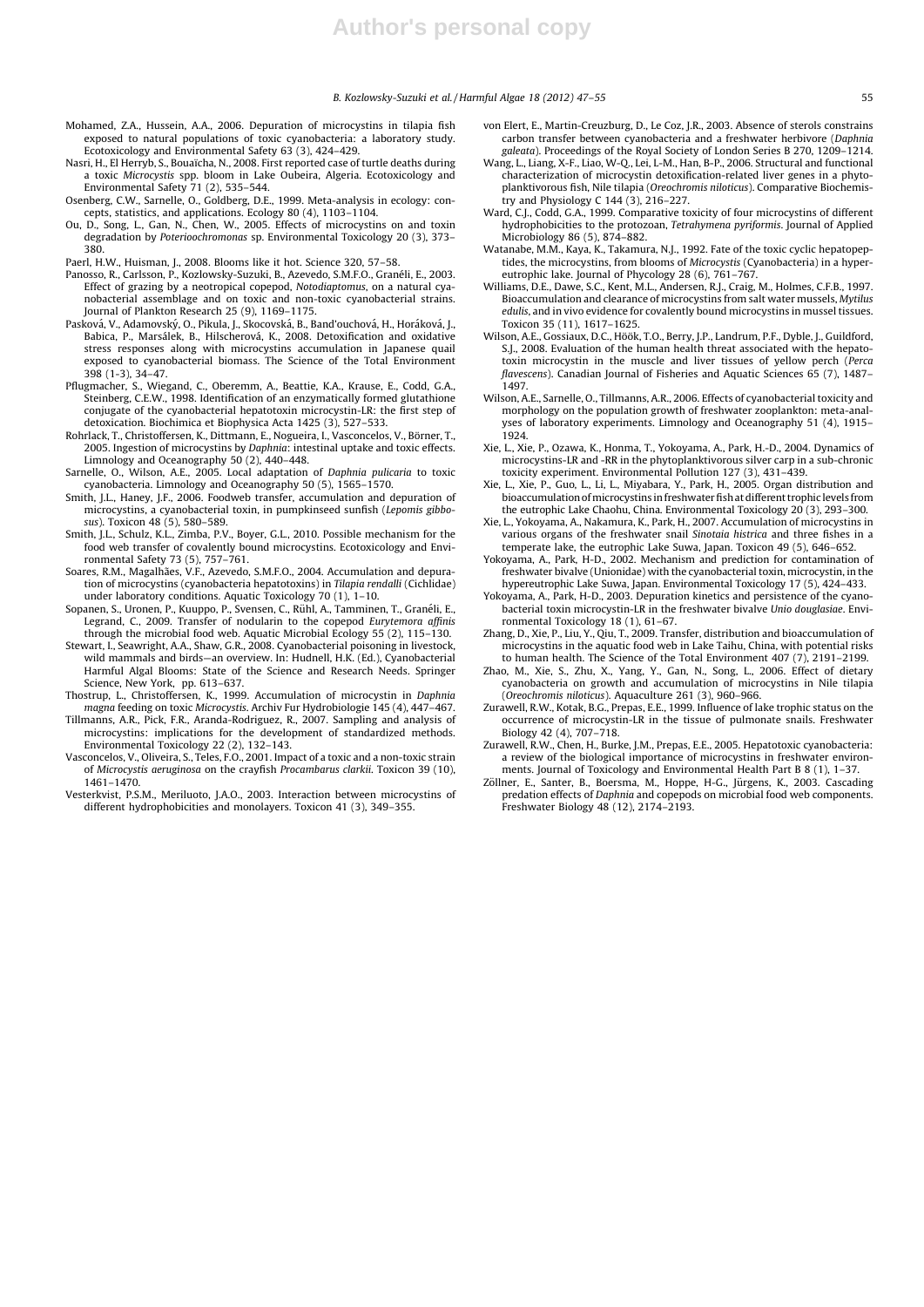Mohamed, Z.A., Hussein, A.A., 2006. Depuration of microcystins in tilapia fish exposed to natural populations of toxic cyanobacteria: a laboratory study. Ecotoxicology and Environmental Safety 63 (3), 424–429.

Nasri, H., El Herryb, S., Bouaïcha, N., 2008. First reported case of turtle deaths during a toxic *Microcystis* spp. bloom in Lake Oubeira, Algeria. Ecotoxicology and Environmental Safety 71 (2), 535–544.

Osenberg, C.W., Sarnelle, O., Goldberg, D.E., 1999. Meta-analysis in ecology: concepts, statistics, and applications. Ecology 80 (4), 1103–1104.

Ou, D., Song, L., Gan, N., Chen, W., 2005. Effects of microcystins on and toxin degradation by *Poterioochromonas* sp. Environmental Toxicology 20 (3), 373–380.

Paerl, H.W., Huisman, J., 2008. Blooms like it hot. Science 320, 57–58.

Panosso, R., Carlsson, P., Kozlowsky-Suzuki, B., Azevedo, S.M.F.O., Granéli, E., 2003. Effect of grazing by a neotropical copepod, *Notodiaptomus*, on a natural cyanobacterial assemblage and on toxic and non-toxic cyanobacterial strains. Journal of Plankton Research 25 (9), 1169–1175.

Pasková, V., Adamovský, O., Pikula, J., Skocovská, B., Band'ouchová, H., Horáková, J., Babica, P., Marsálek, B., Hilscherová, K., 2008. Detoxification and oxidative stress responses along with microcystins accumulation in Japanese quail exposed to cyanobacterial biomass. The Science of the Total Environment 398 (1-3), 34–47.

Pflugmacher, S., Wiegand, C., Oberemm, A., Beattie, K.A., Krause, E., Codd, G.A., Steinberg, C.E.W., 1998. Identification of an enzymatically formed glutathione conjugate of the cyanobacterial hepatotoxin microcystin-LR: the first step of detoxication. Biochimica et Biophysica Acta 1425 (3), 527–533.

Rohrlack, T., Christoffersen, K., Dittmann, E., Nogueira, I., Vasconcelos, V., Börner, T., 2005. Ingestion of microcystins by *Daphnia*: intestinal uptake and toxic effects. Limnology and Oceanography 50 (2), 440–448.

Sarnelle, O., Wilson, A.E., 2005. Local adaptation of *Daphnia pulicaria* to toxic cyanobacteria. Limnology and Oceanography 50 (5), 1565–1570.

Smith, J.L., Haney, J.F., 2006. Foodweb transfer, accumulation and depuration of microcystins, a cyanobacterial toxin, in pumpkinseed sunfish (*Lepomis gibbosus*). Toxicon 48 (5), 580–589.

Smith, J.L., Schulz, K.L., Zimba, P.V., Boyer, G.L., 2010. Possible mechanism for the food web transfer of covalently bound microcystins. Ecotoxicology and Environmental Safety 73 (5), 757–761.

Soares, R.M., Magalhães, V.F., Azevedo, S.M.F.O., 2004. Accumulation and depuration of microcystins (cyanobacteria hepatotoxins) in *Tilapia rendalli* (Cichlidae) under laboratory conditions. Aquatic Toxicology 70 (1), 1–10.

Sopanen, S., Uronen, P., Kuuppo, P., Svensen, C., Rühl, A., Tamminen, T., Granéli, E., Legrand, C., 2009. Transfer of nodularin to the copepod *Eurytemora affinis* through the microbial food web. Aquatic Microbial Ecology 55 (2), 115–130.

Stewart, I., Seawright, A.A., Shaw, G.R., 2008. Cyanobacterial poisoning in livestock, wild mammals and birds—an overview. In: Hudnell, H.K. (Ed.), Cyanobacterial Harmful Algal Blooms: State of the Science and Research Needs. Springer Science, New York, pp. 613–637.

Thostrup, L., Christoffersen, K., 1999. Accumulation of microcystin in *Daphnia magna* feeding on toxic *Microcystis*. Archiv Fur Hydrobiologie 145 (4), 447–467.

Tillmanns, A.R., Pick, F.R., Aranda-Rodriguez, R., 2007. Sampling and analysis of microcystins: implications for the development of standardized methods. Environmental Toxicology 22 (2), 132–143.

Vasconcelos, V., Oliveira, S., Teles, F.O., 2001. Impact of a toxic and a non-toxic strain of *Microcystis aeruginosa* on the crayfish *Procambarus clarkii*. Toxicon 39 (10), 1461–1470.

Vesterkvist, P.S.M., Meriluoto, J.A.O., 2003. Interaction between microcystins of different hydrophobicities and monolayers. Toxicon 41 (3), 349–355.

von Elert, E., Martin-Creuzburg, D., Le Coz, J.R., 2003. Absence of sterols constrains carbon transfer between cyanobacteria and a freshwater herbivore (*Daphnia galeata*). Proceedings of the Royal Society of London Series B 270, 1209–1214.

Wang, L., Liang, X-F., Liao, W-Q., Lei, L-M., Han, B-P., 2006. Structural and functional characterization of microcystin detoxification-related liver genes in a phytoplanktivorous fish, Nile tilapia (*Oreochromis niloticus*). Comparative Biochemistry and Physiology C 144 (3), 216–227.

Ward, C.J., Codd, G.A., 1999. Comparative toxicity of four microcystins of different hydrophobicities to the protozoan, *Tetrahymena pyriformis*. Journal of Applied Microbiology 86 (5), 874–882.

Watanabe, M.M., Kaya, K., Takamura, N.J., 1992. Fate of the toxic cyclic hepatopeptides, the microcystins, from blooms of *Microcystis* (Cyanobacteria) in a hypereutrophic lake. Journal of Phycology 28 (6), 761–767.

Williams, D.E., Dawe, S.C., Kent, M.L., Andersen, R.J., Craig, M., Holmes, C.F.B., 1997. Bioaccumulation and clearance of microcystins from salt water mussels, *Mytilus edulis*, and in vivo evidence for covalently bound microcystins in mussel tissues. Toxicon 35 (11), 1617–1625.

Wilson, A.E., Gossiaux, D.C., Höök, T.O., Berry, J.P., Landrum, P.F., Dyble, J., Guildford, S.J., 2008. Evaluation of the human health threat associated with the hepatotoxin microcystin in the muscle and liver tissues of yellow perch (*Perca flavescens*). Canadian Journal of Fisheries and Aquatic Sciences 65 (7), 1487–1497.

Wilson, A.E., Sarnelle, O., Tillmanns, A.R., 2006. Effects of cyanobacterial toxicity and morphology on the population growth of freshwater zooplankton: meta-analyses of laboratory experiments. Limnology and Oceanography 51 (4), 1915–1924.

Xie, L., Xie, P., Ozawa, K., Honma, T., Yokoyama, A., Park, H.-D., 2004. Dynamics of microcystins-LR and -RR in the phytoplanktivorous silver carp in a sub-chronic toxicity experiment. Environmental Pollution 127 (3), 431–439.

Xie, L., Xie, P., Guo, L., Li, L., Miyabara, Y., Park, H., 2005. Organ distribution and bioaccumulation of microcystins in freshwater fish at different trophic levels from the eutrophic Lake Chaohu, China. Environmental Toxicology 20 (3), 293–300.

Xie, L., Yokoyama, A., Nakamura, K., Park, H., 2007. Accumulation of microcystins in various organs of the freshwater snail *Sinotaia histrica* and three fishes in a temperate lake, the eutrophic Lake Suwa, Japan. Toxicon 49 (5), 646–652.

Yokoyama, A., Park, H-D., 2002. Mechanism and prediction for contamination of freshwater bivalve (Unionidae) with the cyanobacterial toxin, microcystin, in the hypereutrophic Lake Suwa, Japan. Environmental Toxicology 17 (5), 424–433.

Yokoyama, A., Park, H-D., 2003. Depuration kinetics and persistence of the cyanobacterial toxin microcystin-LR in the freshwater bivalve *Unio douglasiae*. Environmental Toxicology 18 (1), 61–67.

Zhang, D., Xie, P., Liu, Y., Qiu, T., 2009. Transfer, distribution and bioaccumulation of microcystins in the aquatic food web in Lake Taihu, China, with potential risks to human health. The Science of the Total Environment 407 (7), 2191–2199.

Zhao, M., Xie, S., Zhu, X., Yang, Y., Gan, N., Song, L., 2006. Effect of dietary cyanobacteria on growth and accumulation of microcystins in Nile tilapia (*Oreochromis niloticus*). Aquaculture 261 (3), 960–966.

Zurawell, R.W., Kotak, B.G., Prepas, E.E., 1999. Influence of lake trophic status on the occurrence of microcystin-LR in the tissue of pulmonate snails. Freshwater Biology 42 (4), 707–718.

Zurawell, R.W., Chen, H., Burke, J.M., Prepas, E.E., 2005. Hepatotoxic cyanobacteria: a review of the biological importance of microcystins in freshwater environments. Journal of Toxicology and Environmental Health Part B 8 (1), 1–37.

Zöllner, E., Santer, B., Boersma, M., Hoppe, H-G., Jürgens, K., 2003. Cascading predation effects of *Daphnia* and copepods on microbial food web components. Freshwater Biology 48 (12), 2174–2193.